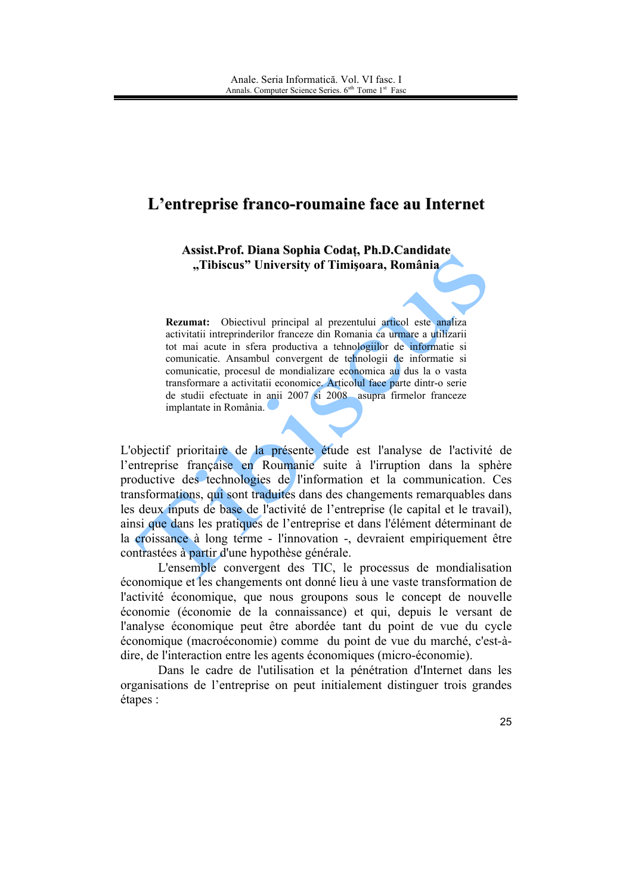# L'entreprise franco-roumaine face au Internet

**Assist.Prof. Diana Sophia Codaţ, Ph.D.Candidate**
**„Tibiscus" University of Timişoara, România**

**Rezumat:** Obiectivul principal al prezentului articol este analiza activitatii intreprinderilor franceze din Romania ca urmare a utilizarii tot mai acute in sfera productiva a tehnologiilor de informatie si comunicatie. Ansambul convergent de tehnologii de informatie si comunicatie, procesul de mondializare economica au dus la o vasta transformare a activitatii economice. Articolul face parte dintr-o serie de studii efectuate in anii 2007 si 2008 asupra firmelor franceze implantate in România.

L'objectif prioritaire de la présente étude est l'analyse de l'activité de l'entreprise française en Roumanie suite à l'irruption dans la sphère productive des technologies de l'information et la communication. Ces transformations, qui sont traduites dans des changements remarquables dans les deux inputs de base de l'activité de l'entreprise (le capital et le travail), ainsi que dans les pratiques de l'entreprise et dans l'élément déterminant de la croissance à long terme - l'innovation -, devraient empiriquement être contrastées à partir d'une hypothèse générale.

L'ensemble convergent des TIC, le processus de mondialisation économique et les changements ont donné lieu à une vaste transformation de l'activité économique, que nous groupons sous le concept de nouvelle économie (économie de la connaissance) et qui, depuis le versant de l'analyse économique peut être abordée tant du point de vue du cycle économique (macroéconomie) comme du point de vue du marché, c'est-à-dire, de l'interaction entre les agents économiques (micro-économie).

Dans le cadre de l'utilisation et la pénétration d'Internet dans les organisations de l'entreprise on peut initialement distinguer trois grandes étapes :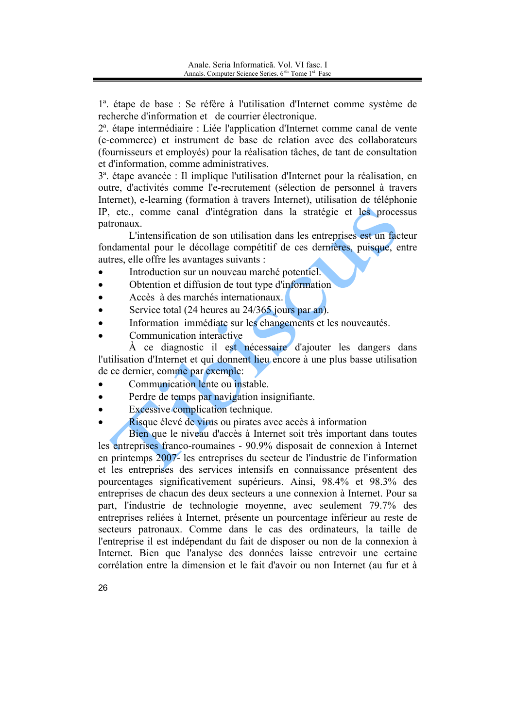1[a]. étape de base : Se réfère à l'utilisation d'Internet comme système de recherche d'information et de courrier électronique.
2[a]. étape intermédiaire : Liée l'application d'Internet comme canal de vente (e-commerce) et instrument de base de relation avec des collaborateurs (fournisseurs et employés) pour la réalisation tâches, de tant de consultation et d'information, comme administratives.
3[a]. étape avancée : Il implique l'utilisation d'Internet pour la réalisation, en outre, d'activités comme l'e-recrutement (sélection de personnel à travers Internet), e-learning (formation à travers Internet), utilisation de téléphonie IP, etc., comme canal d'intégration dans la stratégie et les processus patronaux.

L'intensification de son utilisation dans les entreprises est un facteur fondamental pour le décollage compétitif de ces dernières, puisque, entre autres, elle offre les avantages suivants :

- Introduction sur un nouveau marché potentiel.
- Obtention et diffusion de tout type d'information
- Accès à des marchés internationaux.
- Service total (24 heures au 24/365 jours par an).
- Information immédiate sur les changements et les nouveautés.
- Communication interactive

À ce diagnostic il est nécessaire d'ajouter les dangers dans l'utilisation d'Internet et qui donnent lieu encore à une plus basse utilisation de ce dernier, comme par exemple:

- Communication lente ou instable.
- Perdre de temps par navigation insignifiante.
- Excessive complication technique.
- Risque élevé de virus ou pirates avec accès à information

Bien que le niveau d'accès à Internet soit très important dans toutes les entreprises franco-roumaines - 90.9% disposait de connexion à Internet en printemps 2007- les entreprises du secteur de l'industrie de l'information et les entreprises des services intensifs en connaissance présentent des pourcentages significativement supérieurs. Ainsi, 98.4% et 98.3% des entreprises de chacun des deux secteurs a une connexion à Internet. Pour sa part, l'industrie de technologie moyenne, avec seulement 79.7% des entreprises reliées à Internet, présente un pourcentage inférieur au reste de secteurs patronaux. Comme dans le cas des ordinateurs, la taille de l'entreprise il est indépendant du fait de disposer ou non de la connexion à Internet. Bien que l'analyse des données laisse entrevoir une certaine corrélation entre la dimension et le fait d'avoir ou non Internet (au fur et à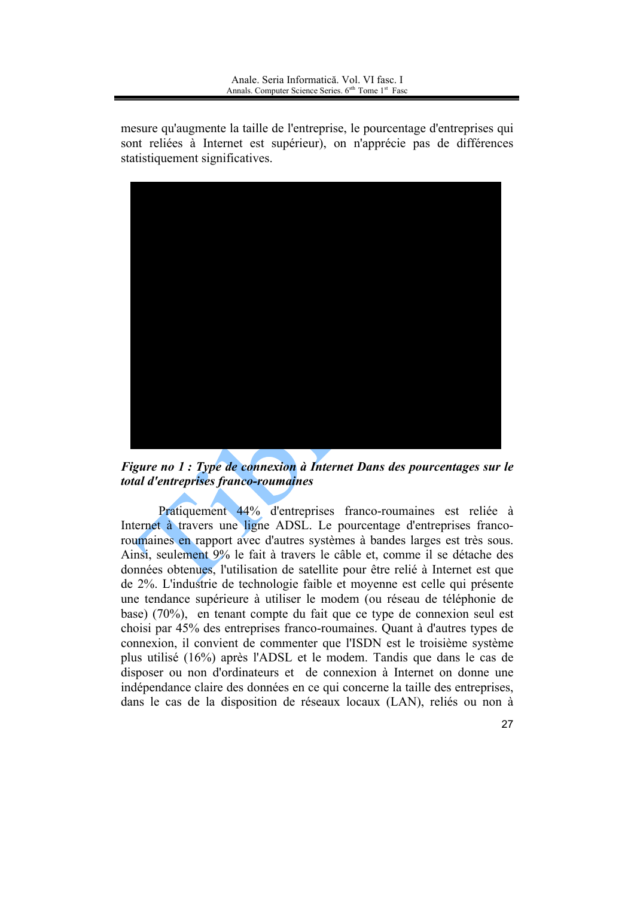mesure qu'augmente la taille de l'entreprise, le pourcentage d'entreprises qui sont reliées à Internet est supérieur), on n'apprécie pas de différences statistiquement significatives.

***Figure no 1 : Type de connexion à Internet Dans des pourcentages sur le total d'entreprises franco-roumaines***

Pratiquement 44% d'entreprises franco-roumaines est reliée à Internet à travers une ligne ADSL. Le pourcentage d'entreprises franco-roumaines en rapport avec d'autres systèmes à bandes larges est très sous. Ainsi, seulement 9% le fait à travers le câble et, comme il se détache des données obtenues, l'utilisation de satellite pour être relié à Internet est que de 2%. L'industrie de technologie faible et moyenne est celle qui présente une tendance supérieure à utiliser le modem (ou réseau de téléphonie de base) (70%), en tenant compte du fait que ce type de connexion seul est choisi par 45% des entreprises franco-roumaines. Quant à d'autres types de connexion, il convient de commenter que l'ISDN est le troisième système plus utilisé (16%) après l'ADSL et le modem. Tandis que dans le cas de disposer ou non d'ordinateurs et de connexion à Internet on donne une indépendance claire des données en ce qui concerne la taille des entreprises, dans le cas de la disposition de réseaux locaux (LAN), reliés ou non à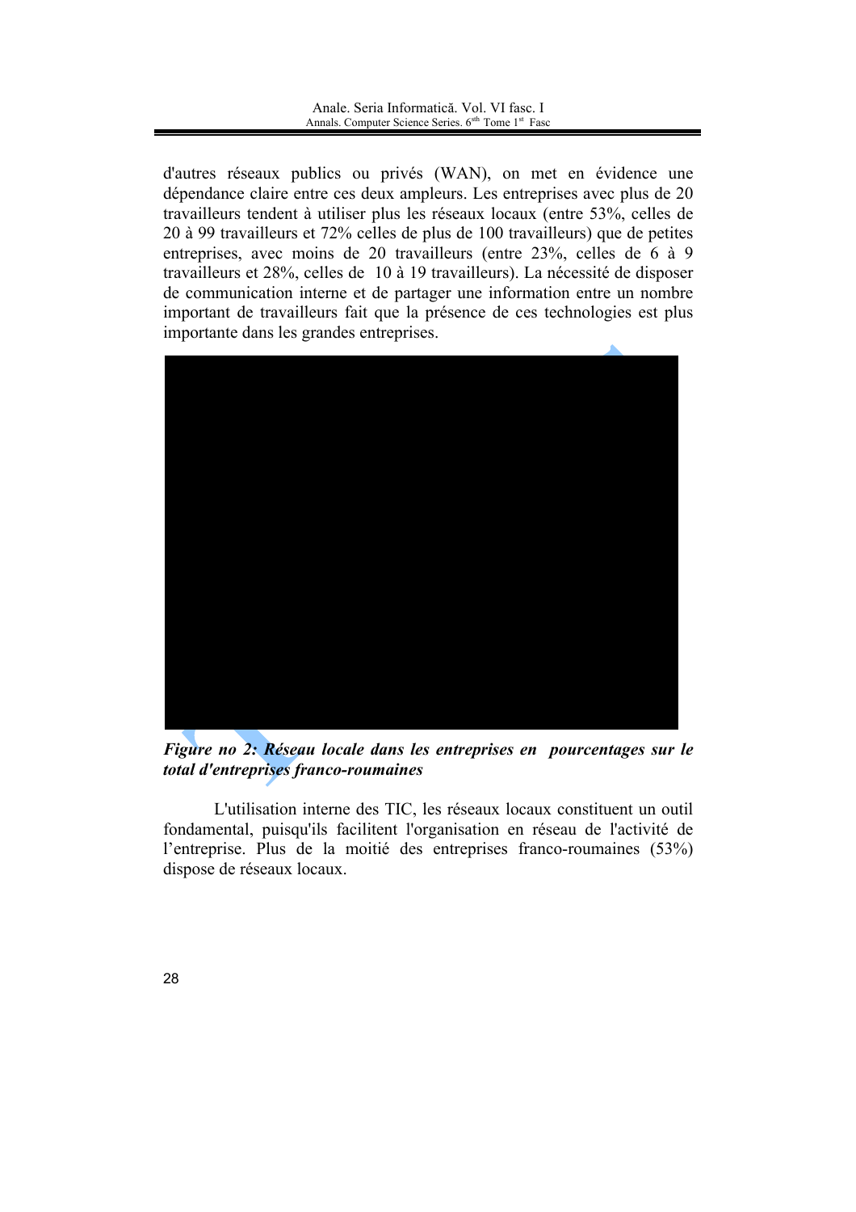d'autres réseaux publics ou privés (WAN), on met en évidence une dépendance claire entre ces deux ampleurs. Les entreprises avec plus de 20 travailleurs tendent à utiliser plus les réseaux locaux (entre 53%, celles de 20 à 99 travailleurs et 72% celles de plus de 100 travailleurs) que de petites entreprises, avec moins de 20 travailleurs (entre 23%, celles de 6 à 9 travailleurs et 28%, celles de 10 à 19 travailleurs). La nécessité de disposer de communication interne et de partager une information entre un nombre important de travailleurs fait que la présence de ces technologies est plus importante dans les grandes entreprises.

***Figure no 2: Réseau locale dans les entreprises en pourcentages sur le total d'entreprises franco-roumaines***

L'utilisation interne des TIC, les réseaux locaux constituent un outil fondamental, puisqu'ils facilitent l'organisation en réseau de l'activité de l'entreprise. Plus de la moitié des entreprises franco-roumaines (53%) dispose de réseaux locaux.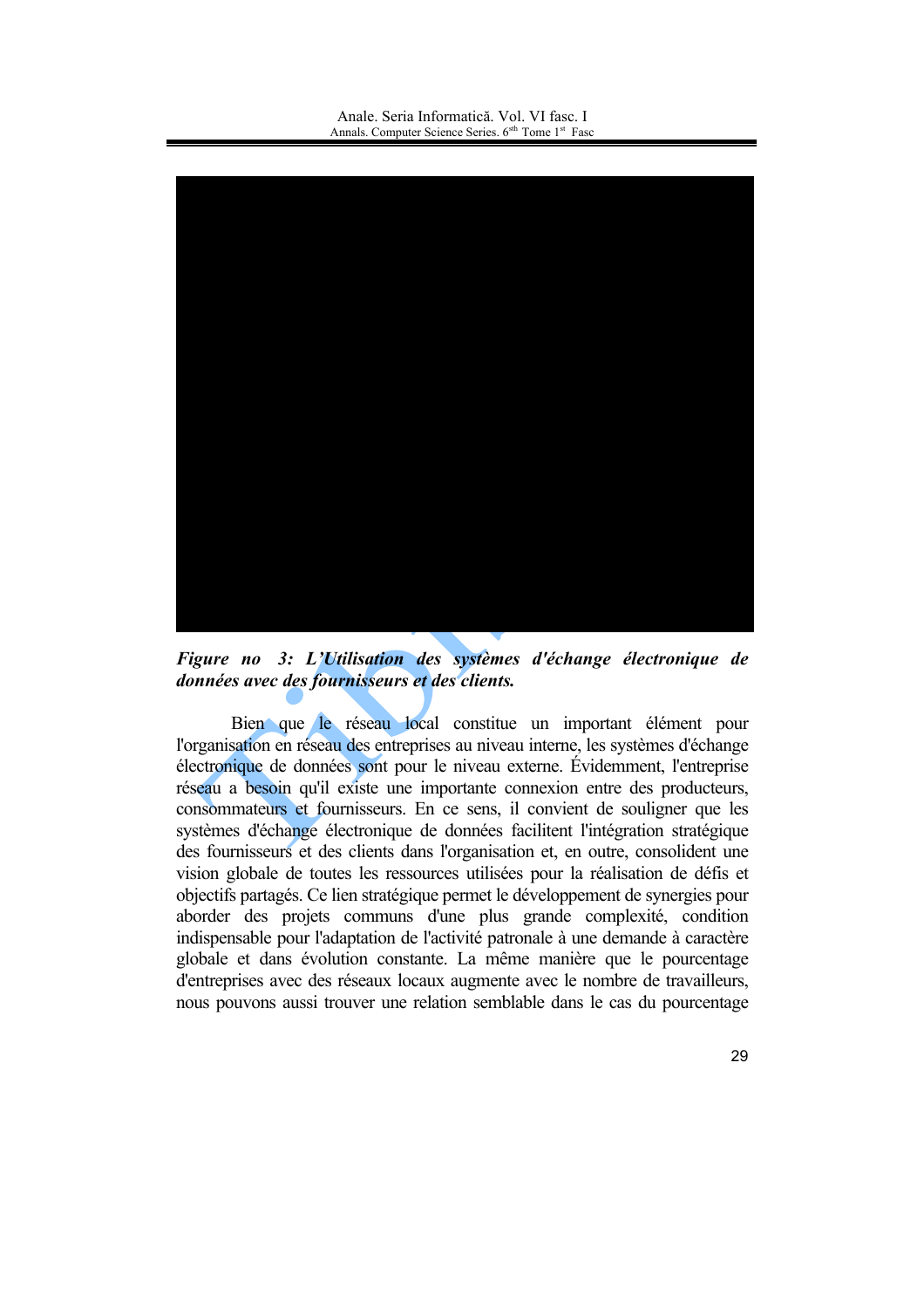***Figure no 3: L'Utilisation des systèmes d'échange électronique de données avec des fournisseurs et des clients.***

Bien que le réseau local constitue un important élément pour l'organisation en réseau des entreprises au niveau interne, les systèmes d'échange électronique de données sont pour le niveau externe. Évidemment, l'entreprise réseau a besoin qu'il existe une importante connexion entre des producteurs, consommateurs et fournisseurs. En ce sens, il convient de souligner que les systèmes d'échange électronique de données facilitent l'intégration stratégique des fournisseurs et des clients dans l'organisation et, en outre, consolident une vision globale de toutes les ressources utilisées pour la réalisation de défis et objectifs partagés. Ce lien stratégique permet le développement de synergies pour aborder des projets communs d'une plus grande complexité, condition indispensable pour l'adaptation de l'activité patronale à une demande à caractère globale et dans évolution constante. La même manière que le pourcentage d'entreprises avec des réseaux locaux augmente avec le nombre de travailleurs, nous pouvons aussi trouver une relation semblable dans le cas du pourcentage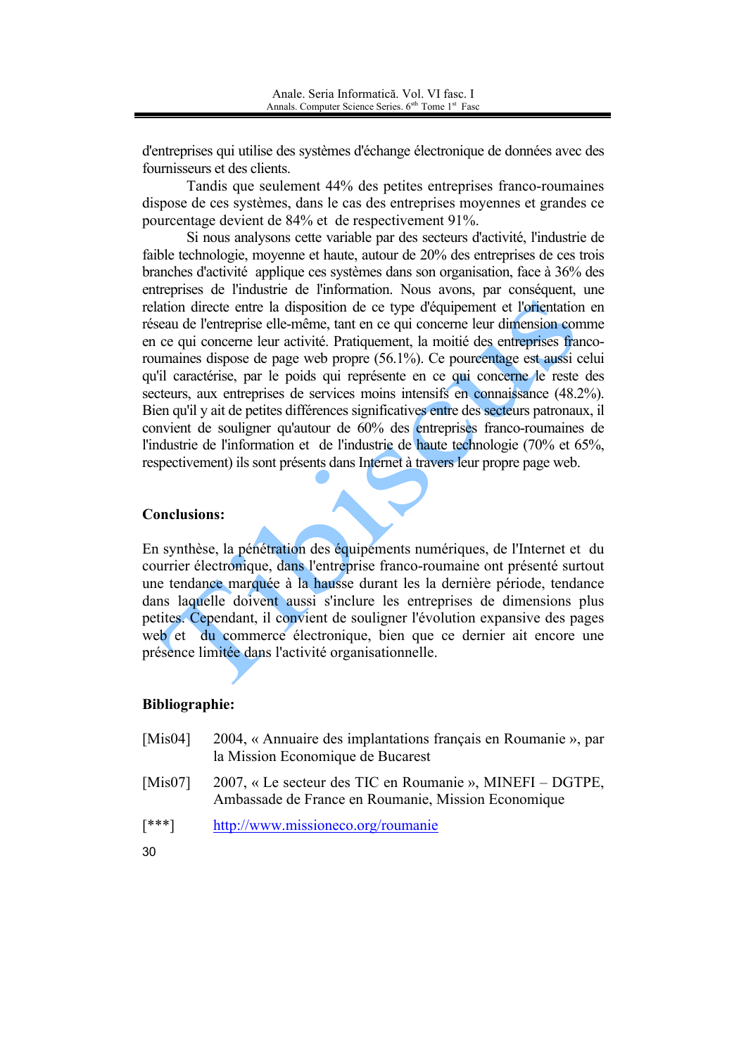d'entreprises qui utilise des systèmes d'échange électronique de données avec des fournisseurs et des clients.

Tandis que seulement 44% des petites entreprises franco-roumaines dispose de ces systèmes, dans le cas des entreprises moyennes et grandes ce pourcentage devient de 84% et de respectivement 91%.

Si nous analysons cette variable par des secteurs d'activité, l'industrie de faible technologie, moyenne et haute, autour de 20% des entreprises de ces trois branches d'activité applique ces systèmes dans son organisation, face à 36% des entreprises de l'industrie de l'information. Nous avons, par conséquent, une relation directe entre la disposition de ce type d'équipement et l'orientation en réseau de l'entreprise elle-même, tant en ce qui concerne leur dimension comme en ce qui concerne leur activité. Pratiquement, la moitié des entreprises franco-roumaines dispose de page web propre (56.1%). Ce pourcentage est aussi celui qu'il caractérise, par le poids qui représente en ce qui concerne le reste des secteurs, aux entreprises de services moins intensifs en connaissance (48.2%). Bien qu'il y ait de petites différences significatives entre des secteurs patronaux, il convient de souligner qu'autour de 60% des entreprises franco-roumaines de l'industrie de l'information et de l'industrie de haute technologie (70% et 65%, respectivement) ils sont présents dans Internet à travers leur propre page web.

## Conclusions:

En synthèse, la pénétration des équipements numériques, de l'Internet et du courrier électronique, dans l'entreprise franco-roumaine ont présenté surtout une tendance marquée à la hausse durant les la dernière période, tendance dans laquelle doivent aussi s'inclure les entreprises de dimensions plus petites. Cependant, il convient de souligner l'évolution expansive des pages web et du commerce électronique, bien que ce dernier ait encore une présence limitée dans l'activité organisationnelle.

## Bibliographie:

[Mis04] 2004, « Annuaire des implantations français en Roumanie », par la Mission Economique de Bucarest

[Mis07] 2007, « Le secteur des TIC en Roumanie », MINEFI – DGTPE, Ambassade de France en Roumanie, Mission Economique

[***] http://www.missioneco.org/roumanie